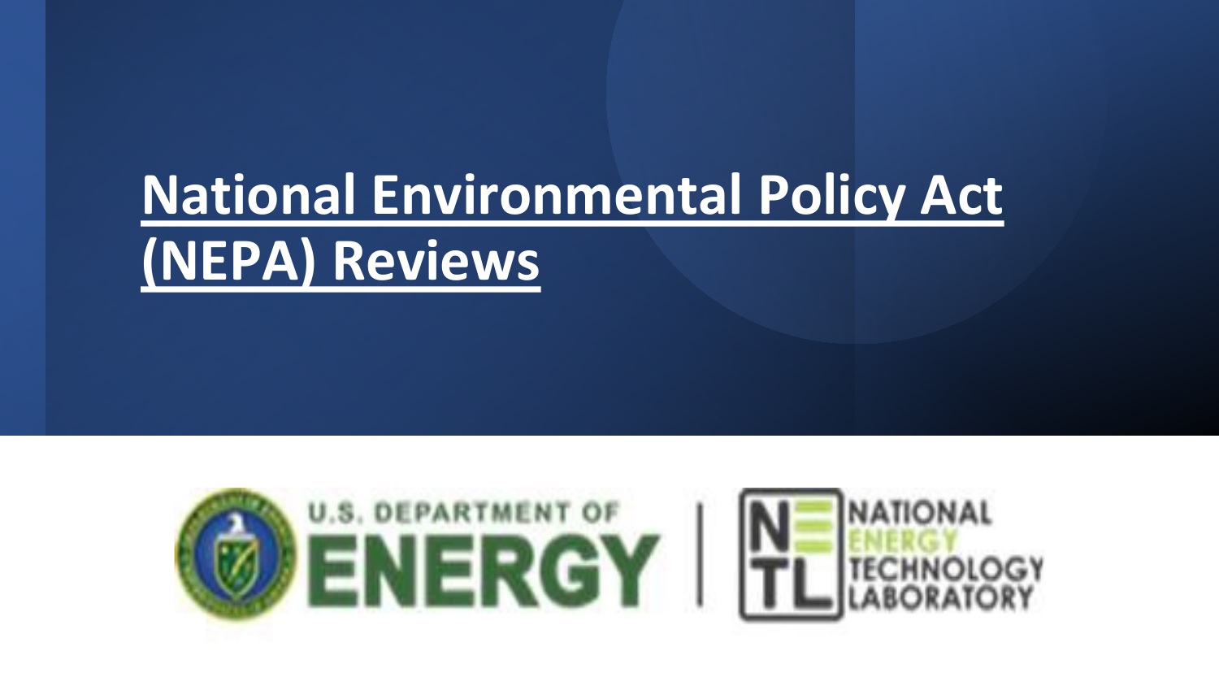# National Environmental Policy Act (NEPA) Reviews

U.S. DEPARTMENT OF ENERGY | NATIONAL ENERGY TECHNOLOGY LABORATORY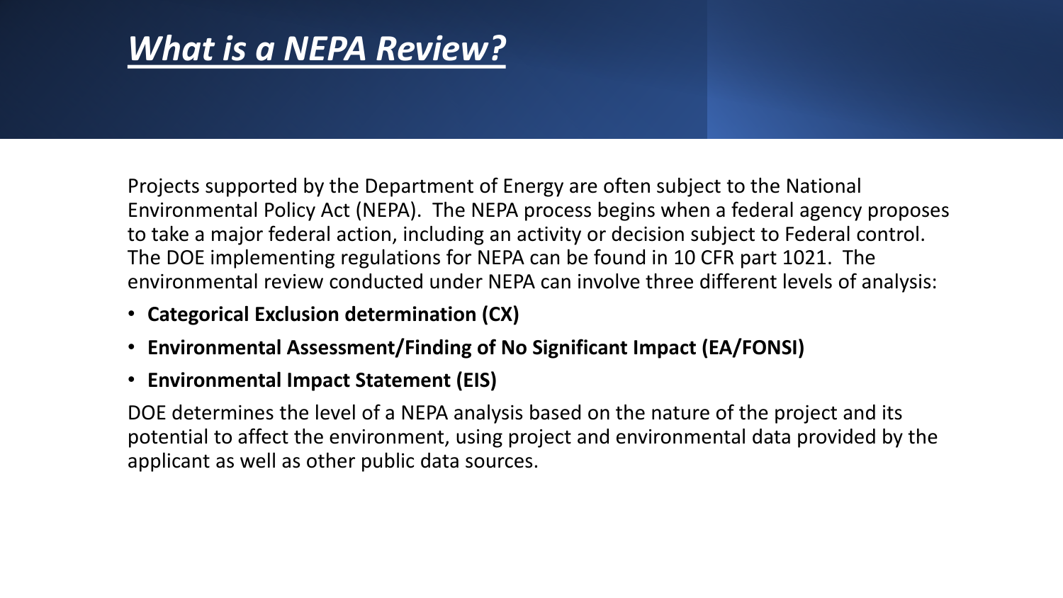# ***What is a NEPA Review?***

Projects supported by the Department of Energy are often subject to the National Environmental Policy Act (NEPA). The NEPA process begins when a federal agency proposes to take a major federal action, including an activity or decision subject to Federal control. The DOE implementing regulations for NEPA can be found in 10 CFR part 1021. The environmental review conducted under NEPA can involve three different levels of analysis:

- **Categorical Exclusion determination (CX)**
- **Environmental Assessment/Finding of No Significant Impact (EA/FONSI)**
- **Environmental Impact Statement (EIS)**

DOE determines the level of a NEPA analysis based on the nature of the project and its potential to affect the environment, using project and environmental data provided by the applicant as well as other public data sources.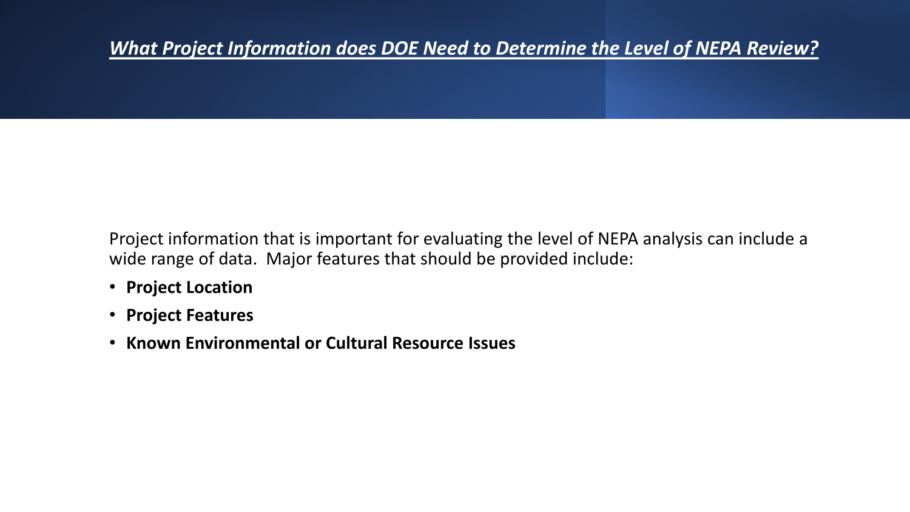# ***What Project Information does DOE Need to Determine the Level of NEPA Review?***

Project information that is important for evaluating the level of NEPA analysis can include a wide range of data. Major features that should be provided include:

- **Project Location**
- **Project Features**
- **Known Environmental or Cultural Resource Issues**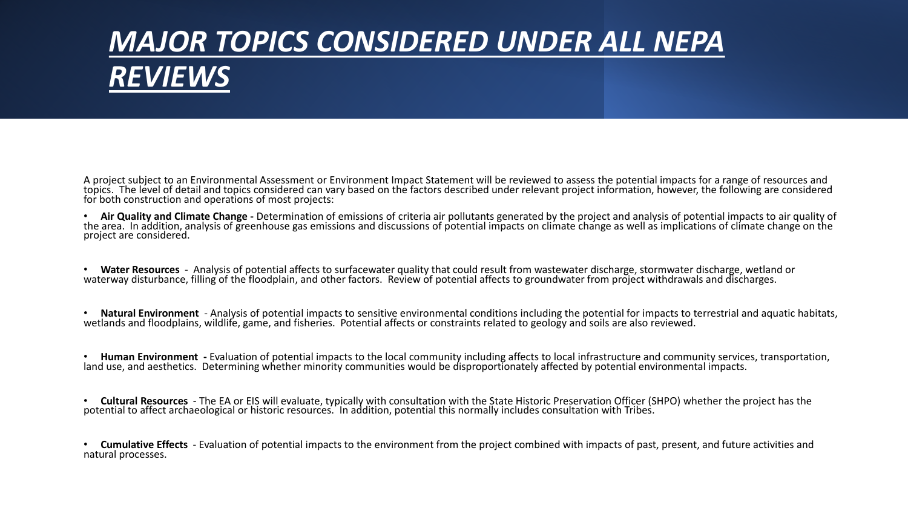# *MAJOR TOPICS CONSIDERED UNDER ALL NEPA REVIEWS*

A project subject to an Environmental Assessment or Environment Impact Statement will be reviewed to assess the potential impacts for a range of resources and topics. The level of detail and topics considered can vary based on the factors described under relevant project information, however, the following are considered for both construction and operations of most projects:

- **Air Quality and Climate Change -** Determination of emissions of criteria air pollutants generated by the project and analysis of potential impacts to air quality of the area. In addition, analysis of greenhouse gas emissions and discussions of potential impacts on climate change as well as implications of climate change on the project are considered.

- **Water Resources** - Analysis of potential affects to surfacewater quality that could result from wastewater discharge, stormwater discharge, wetland or waterway disturbance, filling of the floodplain, and other factors. Review of potential affects to groundwater from project withdrawals and discharges.

- **Natural Environment** - Analysis of potential impacts to sensitive environmental conditions including the potential for impacts to terrestrial and aquatic habitats, wetlands and floodplains, wildlife, game, and fisheries. Potential affects or constraints related to geology and soils are also reviewed.

- **Human Environment -** Evaluation of potential impacts to the local community including affects to local infrastructure and community services, transportation, land use, and aesthetics. Determining whether minority communities would be disproportionately affected by potential environmental impacts.

- **Cultural Resources** - The EA or EIS will evaluate, typically with consultation with the State Historic Preservation Officer (SHPO) whether the project has the potential to affect archaeological or historic resources. In addition, potential this normally includes consultation with Tribes.

- **Cumulative Effects** - Evaluation of potential impacts to the environment from the project combined with impacts of past, present, and future activities and natural processes.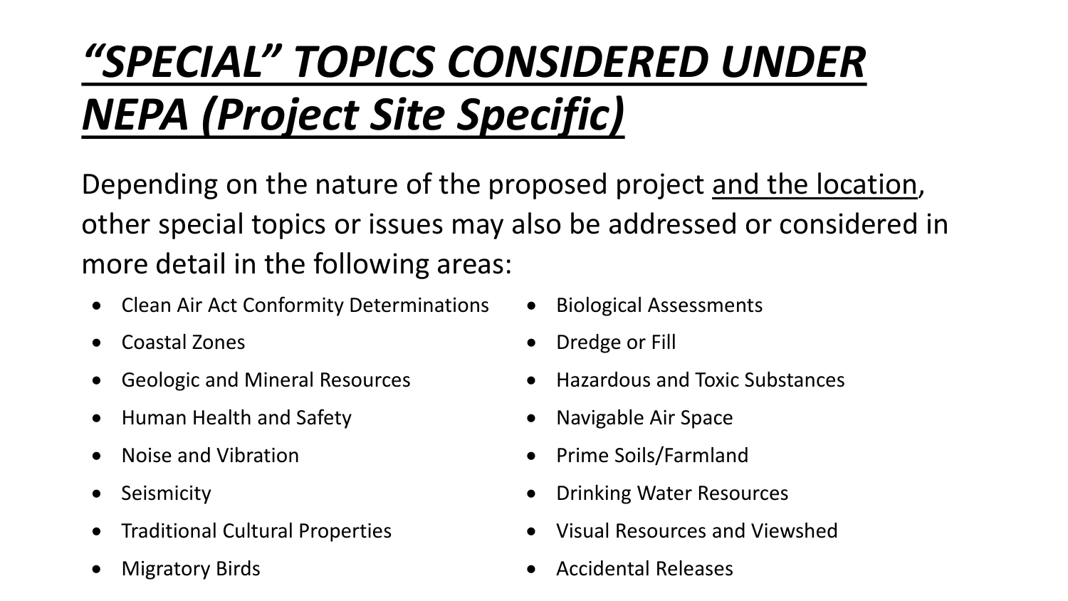# *“SPECIAL” TOPICS CONSIDERED UNDER NEPA (Project Site Specific)*

Depending on the nature of the proposed project <u>and the location</u>, other special topics or issues may also be addressed or considered in more detail in the following areas:

- Clean Air Act Conformity Determinations
- Coastal Zones
- Geologic and Mineral Resources
- Human Health and Safety
- Noise and Vibration
- Seismicity
- Traditional Cultural Properties
- Migratory Birds
- Biological Assessments
- Dredge or Fill
- Hazardous and Toxic Substances
- Navigable Air Space
- Prime Soils/Farmland
- Drinking Water Resources
- Visual Resources and Viewshed
- Accidental Releases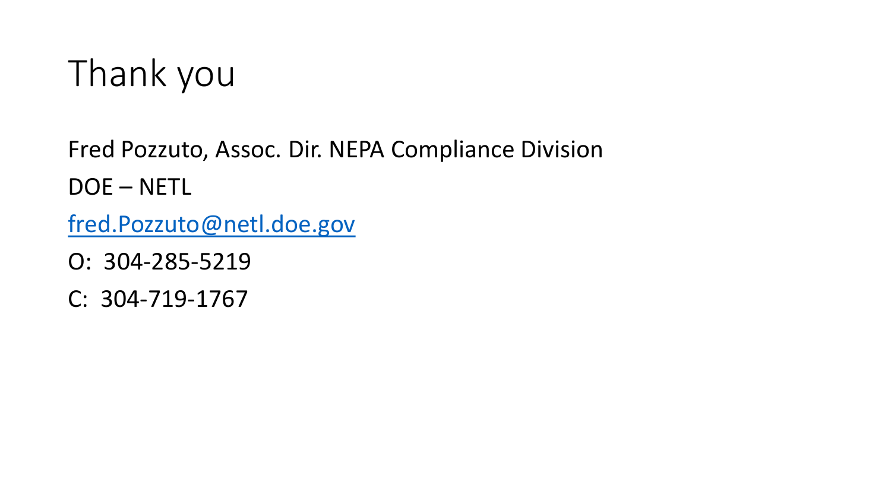# Thank you

Fred Pozzuto, Assoc. Dir. NEPA Compliance Division

DOE – NETL

fred.Pozzuto@netl.doe.gov

O:  304-285-5219

C:  304-719-1767